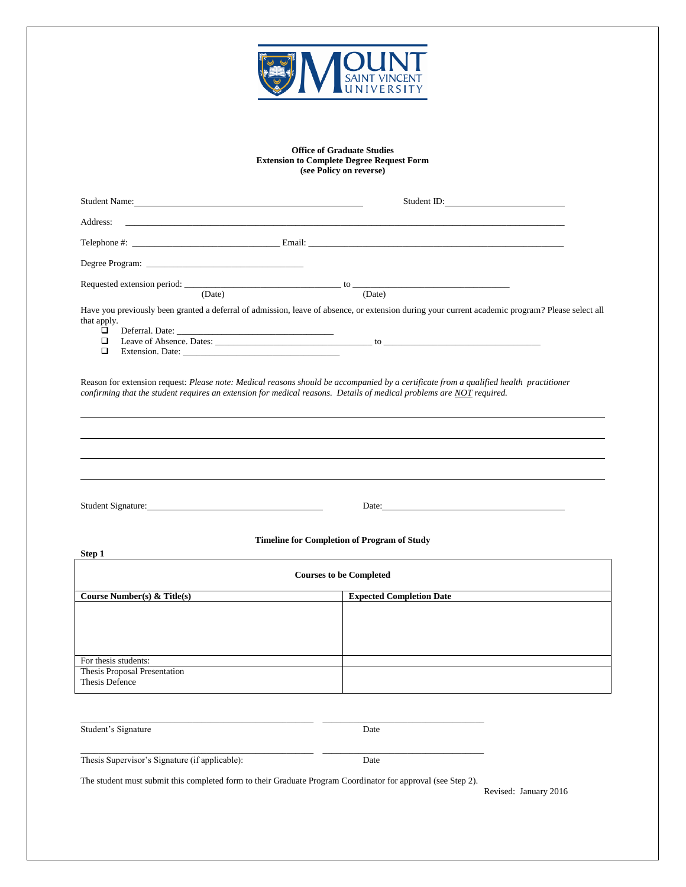**Office of Graduate Studies**
**Extension to Complete Degree Request Form**
**(see Policy on reverse)**

Student Name: ______________________________ Student ID: ______________________

Address: ______________________________________________________________

Telephone #: ______________________ Email: ______________________________

Degree Program: ______________________________

Requested extension period: ______________________ to ______________________
(Date) (Date)

Have you previously been granted a deferral of admission, leave of absence, or extension during your current academic program? Please select all that apply.

- ❑ Deferral. Date: ______________________
- ❑ Leave of Absence. Dates: ______________________ to ______________________
- ❑ Extension. Date: ______________________

Reason for extension request: *Please note: Medical reasons should be accompanied by a certificate from a qualified health practitioner confirming that the student requires an extension for medical reasons. Details of medical problems are NOT required.*

______________________________________________________________

______________________________________________________________

______________________________________________________________

______________________________________________________________

Student Signature: ______________________ Date: ______________________

**Timeline for Completion of Program of Study**

**Step 1**

| **Courses to be Completed** | |
|---|---|
| **Course Number(s) & Title(s)** | **Expected Completion Date** |
| | |
| For thesis students: | |
| Thesis Proposal Presentation<br>Thesis Defence | |

______________________________ ______________________
Student's Signature Date

______________________________ ______________________
Thesis Supervisor's Signature (if applicable): Date

The student must submit this completed form to their Graduate Program Coordinator for approval (see Step 2).

Revised: January 2016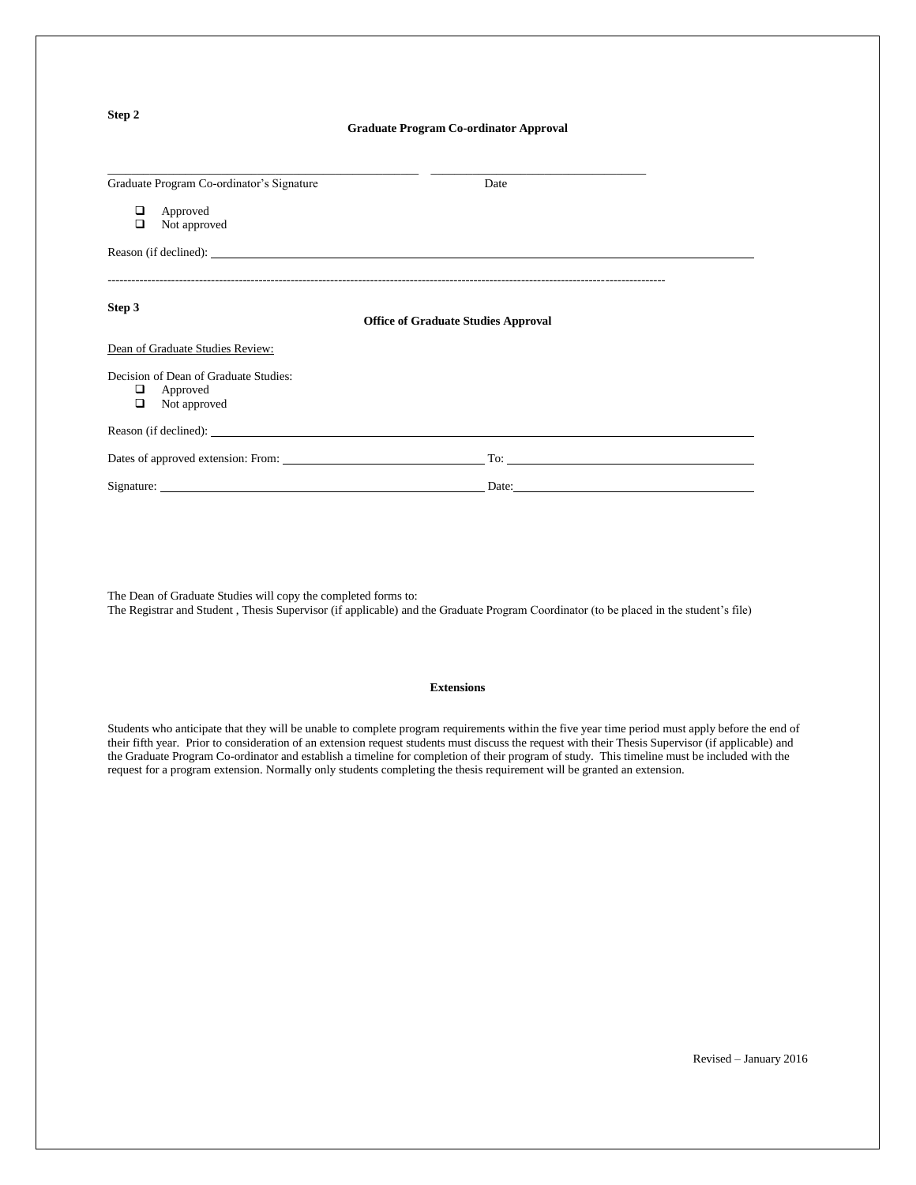**Step 2**

**Graduate Program Co-ordinator Approval**

\_\_\_\_\_\_\_\_\_\_\_\_\_\_\_\_\_\_\_\_\_\_\_\_\_\_\_\_\_\_\_\_\_\_\_\_\_\_\_\_ \_\_\_\_\_\_\_\_\_\_\_\_\_\_\_\_\_\_\_\_\_\_\_\_\_\_\_\_

Graduate Program Co-ordinator's Signature Date

- ☐ Approved
- ☐ Not approved

Reason (if declined): \_\_\_\_\_\_\_\_\_\_\_\_\_\_\_\_\_\_\_\_\_\_\_\_\_\_\_\_\_\_\_\_\_\_\_\_\_\_\_\_\_\_\_\_\_\_\_\_

---

**Step 3**

**Office of Graduate Studies Approval**

Dean of Graduate Studies Review:

Decision of Dean of Graduate Studies:

- ☐ Approved
- ☐ Not approved

Reason (if declined): \_\_\_\_\_\_\_\_\_\_\_\_\_\_\_\_\_\_\_\_\_\_\_\_\_\_\_\_\_\_\_\_\_\_\_\_\_\_\_\_\_\_\_\_\_\_\_\_

Dates of approved extension: From: \_\_\_\_\_\_\_\_\_\_\_\_\_\_\_\_\_\_\_\_ To: \_\_\_\_\_\_\_\_\_\_\_\_\_\_\_\_\_\_\_\_\_\_\_\_

Signature: \_\_\_\_\_\_\_\_\_\_\_\_\_\_\_\_\_\_\_\_\_\_\_\_\_\_\_\_\_\_\_\_\_\_ Date: \_\_\_\_\_\_\_\_\_\_\_\_\_\_\_\_\_\_\_\_\_\_\_\_

The Dean of Graduate Studies will copy the completed forms to:
The Registrar and Student , Thesis Supervisor (if applicable) and the Graduate Program Coordinator (to be placed in the student's file)

**Extensions**

Students who anticipate that they will be unable to complete program requirements within the five year time period must apply before the end of their fifth year. Prior to consideration of an extension request students must discuss the request with their Thesis Supervisor (if applicable) and the Graduate Program Co-ordinator and establish a timeline for completion of their program of study. This timeline must be included with the request for a program extension. Normally only students completing the thesis requirement will be granted an extension.

Revised – January 2016